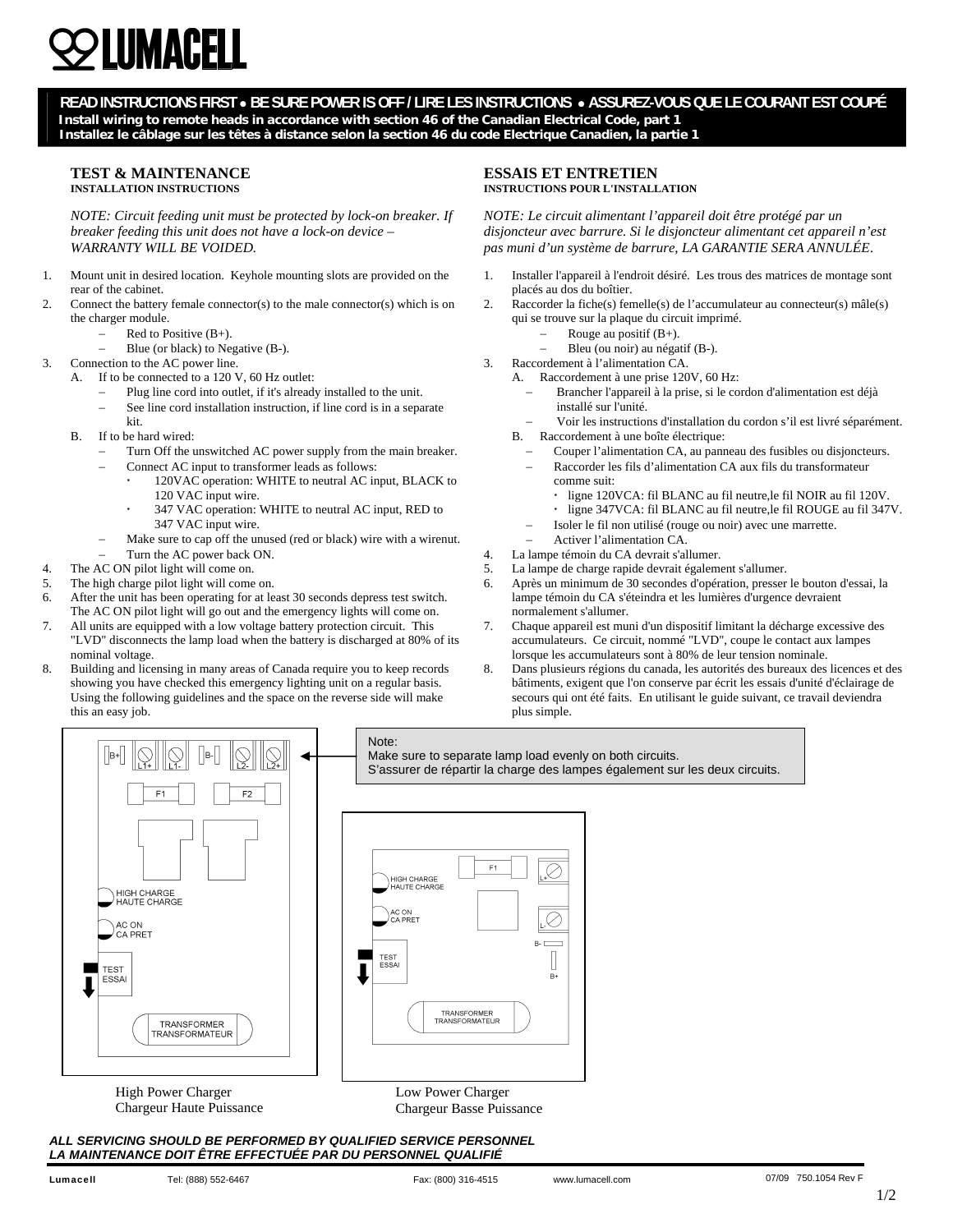# LUMACELL

**READ INSTRUCTIONS FIRST • BE SURE POWER IS OFF / LIRE LES INSTRUCTIONS • ASSUREZ-VOUS QUE LE COURANT EST COUPÉ**
**Install wiring to remote heads in accordance with section 46 of the Canadian Electrical Code, part 1**
**Installez le câblage sur les têtes à distance selon la section 46 du code Electrique Canadien, la partie 1**

## TEST & MAINTENANCE

**INSTALLATION INSTRUCTIONS**

*NOTE: Circuit feeding unit must be protected by lock-on breaker. If breaker feeding this unit does not have a lock-on device – WARRANTY WILL BE VOIDED.*

1. Mount unit in desired location. Keyhole mounting slots are provided on the rear of the cabinet.
2. Connect the battery female connector(s) to the male connector(s) which is on the charger module.
   - Red to Positive (B+).
   - Blue (or black) to Negative (B-).
3. Connection to the AC power line.
   - A. If to be connected to a 120 V, 60 Hz outlet:
     - Plug line cord into outlet, if it's already installed to the unit.
     - See line cord installation instruction, if line cord is in a separate kit.
   - B. If to be hard wired:
     - Turn Off the unswitched AC power supply from the main breaker.
     - Connect AC input to transformer leads as follows:
       - 120VAC operation: WHITE to neutral AC input, BLACK to 120 VAC input wire.
       - 347 VAC operation: WHITE to neutral AC input, RED to 347 VAC input wire.
     - Make sure to cap off the unused (red or black) wire with a wirenut.
     - Turn the AC power back ON.
4. The AC ON pilot light will come on.
5. The high charge pilot light will come on.
6. After the unit has been operating for at least 30 seconds depress test switch. The AC ON pilot light will go out and the emergency lights will come on.
7. All units are equipped with a low voltage battery protection circuit. This "LVD" disconnects the lamp load when the battery is discharged at 80% of its nominal voltage.
8. Building and licensing in many areas of Canada require you to keep records showing you have checked this emergency lighting unit on a regular basis. Using the following guidelines and the space on the reverse side will make this an easy job.

## ESSAIS ET ENTRETIEN

**INSTRUCTIONS POUR L'INSTALLATION**

*NOTE: Le circuit alimentant l'appareil doit être protégé par un disjoncteur avec barrure. Si le disjoncteur alimentant cet appareil n'est pas muni d'un système de barrure, LA GARANTIE SERA ANNULÉE.*

1. Installer l'appareil à l'endroit désiré. Les trous des matrices de montage sont placés au dos du boîtier.
2. Raccorder la fiche(s) femelle(s) de l'accumulateur au connecteur(s) mâle(s) qui se trouve sur la plaque du circuit imprimé.
   - Rouge au positif (B+).
   - Bleu (ou noir) au négatif (B-).
3. Raccordement à l'alimentation CA.
   - A. Raccordement à une prise 120V, 60 Hz:
     - Brancher l'appareil à la prise, si le cordon d'alimentation est déjà installé sur l'unité.
     - Voir les instructions d'installation du cordon s'il est livré séparément.
   - B. Raccordement à une boîte électrique:
     - Couper l'alimentation CA, au panneau des fusibles ou disjoncteurs.
     - Raccorder les fils d'alimentation CA aux fils du transformateur comme suit:
       - ligne 120VCA: fil BLANC au fil neutre,le fil NOIR au fil 120V.
       - ligne 347VCA: fil BLANC au fil neutre,le fil ROUGE au fil 347V.
     - Isoler le fil non utilisé (rouge ou noir) avec une marrette.
     - Activer l'alimentation CA.
4. La lampe témoin du CA devrait s'allumer.
5. La lampe de charge rapide devrait également s'allumer.
6. Après un minimum de 30 secondes d'opération, presser le bouton d'essai, la lampe témoin du CA s'éteindra et les lumières d'urgence devraient normalement s'allumer.
7. Chaque appareil est muni d'un dispositif limitant la décharge excessive des accumulateurs. Ce circuit, nommé "LVD", coupe le contact aux lampes lorsque les accumulateurs sont à 80% de leur tension nominale.
8. Dans plusieurs régions du canada, les autorités des bureaux des licences et des bâtiments, exigent que l'on conserve par écrit les essais d'unité d'éclairage de secours qui ont été faits. En utilisant le guide suivant, ce travail deviendra plus simple.

Note:
Make sure to separate lamp load evenly on both circuits.
S'assurer de répartir la charge des lampes également sur les deux circuits.

B+ | L1+ | L1- | B- | L2- | L2+
F1 | F2
HIGH CHARGE / HAUTE CHARGE
AC ON / CA PRET
TEST / ESSAI
TRANSFORMER / TRANSFORMATEUR

High Power Charger
Chargeur Haute Puissance

F1 | L+ | L- | B- | B+
HIGH CHARGE / HAUTE CHARGE
AC ON / CA PRET
TEST / ESSAI
TRANSFORMER / TRANSFORMATEUR

Low Power Charger
Chargeur Basse Puissance

***ALL SERVICING SHOULD BE PERFORMED BY QUALIFIED SERVICE PERSONNEL***
***LA MAINTENANCE DOIT ÊTRE EFFECTUÉE PAR DU PERSONNEL QUALIFIÉ***

**Lumacell** Tel: (888) 552-6467 Fax: (800) 316-4515 www.lumacell.com 07/09 750.1054 Rev F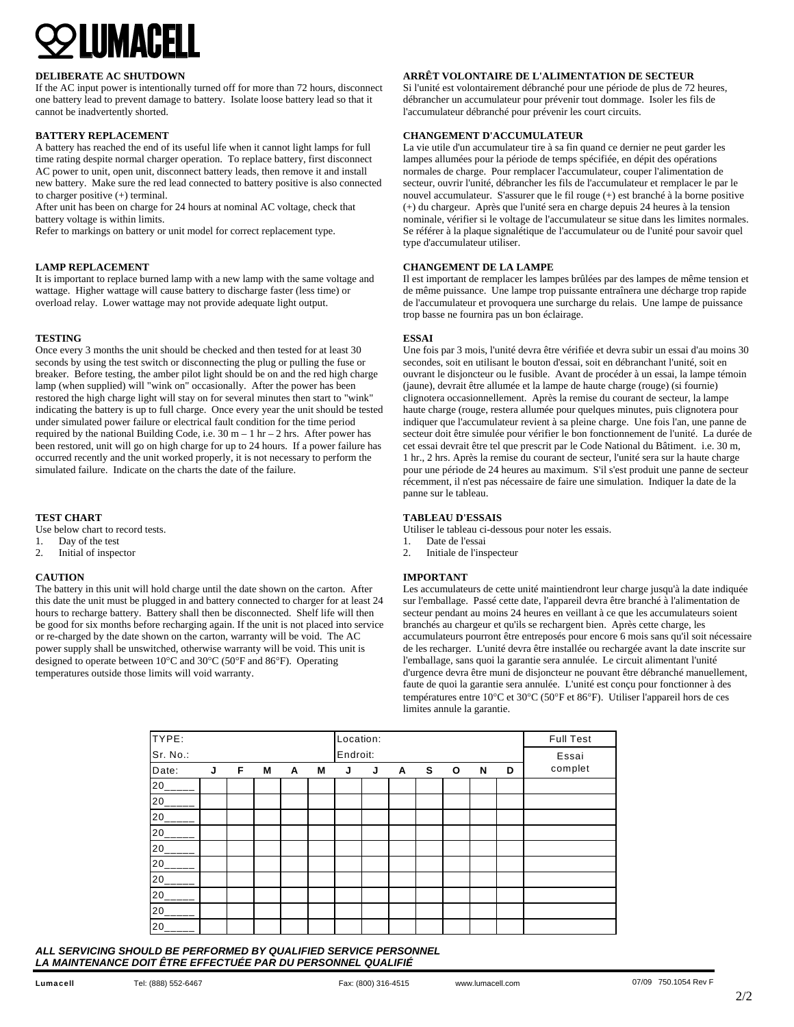# LUMACELL

## DELIBERATE AC SHUTDOWN

If the AC input power is intentionally turned off for more than 72 hours, disconnect one battery lead to prevent damage to battery. Isolate loose battery lead so that it cannot be inadvertently shorted.

## BATTERY REPLACEMENT

A battery has reached the end of its useful life when it cannot light lamps for full time rating despite normal charger operation. To replace battery, first disconnect AC power to unit, open unit, disconnect battery leads, then remove it and install new battery. Make sure the red lead connected to battery positive is also connected to charger positive (+) terminal.

After unit has been on charge for 24 hours at nominal AC voltage, check that battery voltage is within limits.

Refer to markings on battery or unit model for correct replacement type.

## LAMP REPLACEMENT

It is important to replace burned lamp with a new lamp with the same voltage and wattage. Higher wattage will cause battery to discharge faster (less time) or overload relay. Lower wattage may not provide adequate light output.

## TESTING

Once every 3 months the unit should be checked and then tested for at least 30 seconds by using the test switch or disconnecting the plug or pulling the fuse or breaker. Before testing, the amber pilot light should be on and the red high charge lamp (when supplied) will "wink on" occasionally. After the power has been restored the high charge light will stay on for several minutes then start to "wink" indicating the battery is up to full charge. Once every year the unit should be tested under simulated power failure or electrical fault condition for the time period required by the national Building Code, i.e. 30 m – 1 hr – 2 hrs. After power has been restored, unit will go on high charge for up to 24 hours. If a power failure has occurred recently and the unit worked properly, it is not necessary to perform the simulated failure. Indicate on the charts the date of the failure.

## TEST CHART

Use below chart to record tests.

1. Day of the test
2. Initial of inspector

## CAUTION

The battery in this unit will hold charge until the date shown on the carton. After this date the unit must be plugged in and battery connected to charger for at least 24 hours to recharge battery. Battery shall then be disconnected. Shelf life will then be good for six months before recharging again. If the unit is not placed into service or re-charged by the date shown on the carton, warranty will be void. The AC power supply shall be unswitched, otherwise warranty will be void. This unit is designed to operate between 10°C and 30°C (50°F and 86°F). Operating temperatures outside those limits will void warranty.

## ARRÊT VOLONTAIRE DE L'ALIMENTATION DE SECTEUR

Si l'unité est volontairement débranché pour une période de plus de 72 heures, débrancher un accumulateur pour prévenir tout dommage. Isoler les fils de l'accumulateur débranché pour prévenir les court circuits.

## CHANGEMENT D'ACCUMULATEUR

La vie utile d'un accumulateur tire à sa fin quand ce dernier ne peut garder les lampes allumées pour la période de temps spécifiée, en dépit des opérations normales de charge. Pour remplacer l'accumulateur, couper l'alimentation de secteur, ouvrir l'unité, débrancher les fils de l'accumulateur et remplacer le par le nouvel accumulateur. S'assurer que le fil rouge (+) est branché à la borne positive (+) du chargeur. Après que l'unité sera en charge depuis 24 heures à la tension nominale, vérifier si le voltage de l'accumulateur se situe dans les limites normales. Se référer à la plaque signalétique de l'accumulateur ou de l'unité pour savoir quel type d'accumulateur utiliser.

## CHANGEMENT DE LA LAMPE

Il est important de remplacer les lampes brûlées par des lampes de même tension et de même puissance. Une lampe trop puissante entraînera une décharge trop rapide de l'accumulateur et provoquera une surcharge du relais. Une lampe de puissance trop basse ne fournira pas un bon éclairage.

## ESSAI

Une fois par 3 mois, l'unité devra être vérifiée et devra subir un essai d'au moins 30 secondes, soit en utilisant le bouton d'essai, soit en débranchant l'unité, soit en ouvrant le disjoncteur ou le fusible. Avant de procéder à un essai, la lampe témoin (jaune), devrait être allumée et la lampe de haute charge (rouge) (si fournie) clignotera occasionnellement. Après la remise du courant de secteur, la lampe haute charge (rouge, restera allumée pour quelques minutes, puis clignotera pour indiquer que l'accumulateur revient à sa pleine charge. Une fois l'an, une panne de secteur doit être simulée pour vérifier le bon fonctionnement de l'unité. La durée de cet essai devrait être tel que prescrit par le Code National du Bâtiment. i.e. 30 m, 1 hr., 2 hrs. Après la remise du courant de secteur, l'unité sera sur la haute charge pour une période de 24 heures au maximum. S'il s'est produit une panne de secteur récemment, il n'est pas nécessaire de faire une simulation. Indiquer la date de la panne sur le tableau.

## TABLEAU D'ESSAIS

Utiliser le tableau ci-dessous pour noter les essais.

1. Date de l'essai
2. Initiale de l'inspecteur

## IMPORTANT

Les accumulateurs de cette unité maintiendront leur charge jusqu'à la date indiquée sur l'emballage. Passé cette date, l'appareil devra être branché à l'alimentation de secteur pendant au moins 24 heures en veillant à ce que les accumulateurs soient branchés au chargeur et qu'ils se rechargent bien. Après cette charge, les accumulateurs pourront être entreposés pour encore 6 mois sans qu'il soit nécessaire de les recharger. L'unité devra être installée ou rechargée avant la date inscrite sur l'emballage, sans quoi la garantie sera annulée. Le circuit alimentant l'unité d'urgence devra être muni de disjoncteur ne pouvant être débranché manuellement, faute de quoi la garantie sera annulée. L'unité est conçu pour fonctionner à des températures entre 10°C et 30°C (50°F et 86°F). Utiliser l'appareil hors de ces limites annule la garantie.

| TYPE: | | | | | | Location: | | | | | | | Full Test |
|---|---|---|---|---|---|---|---|---|---|---|---|---|---|
| Sr. No.: | | | | | | Endroit: | | | | | | | Essai complet |
| Date: | J | F | M | A | M | J | J | A | S | O | N | D | |
| 20_____ | | | | | | | | | | | | | |
| 20_____ | | | | | | | | | | | | | |
| 20_____ | | | | | | | | | | | | | |
| 20_____ | | | | | | | | | | | | | |
| 20_____ | | | | | | | | | | | | | |
| 20_____ | | | | | | | | | | | | | |
| 20_____ | | | | | | | | | | | | | |
| 20_____ | | | | | | | | | | | | | |
| 20_____ | | | | | | | | | | | | | |
| 20_____ | | | | | | | | | | | | | |

***ALL SERVICING SHOULD BE PERFORMED BY QUALIFIED SERVICE PERSONNEL***
***LA MAINTENANCE DOIT ÊTRE EFFECTUÉE PAR DU PERSONNEL QUALIFIÉ***

**Lumacell** Tel: (888) 552-6467 Fax: (800) 316-4515 www.lumacell.com 07/09 750.1054 Rev F